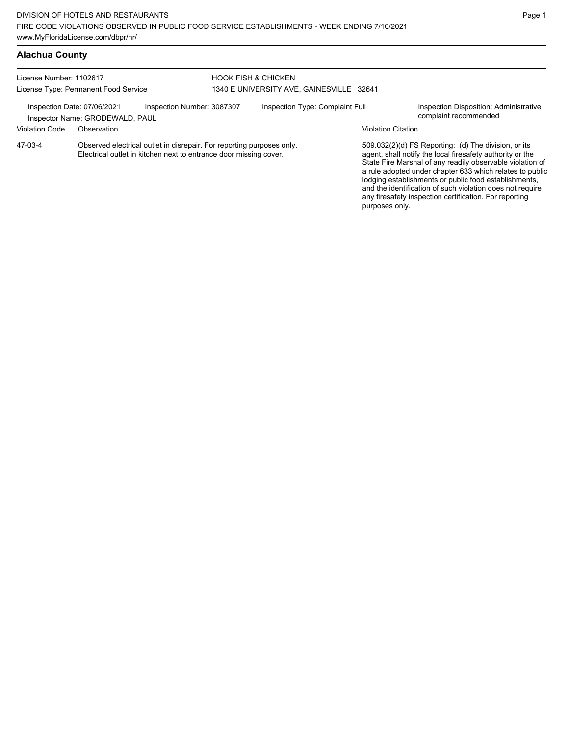DIVISION OF HOTELS AND RESTAURANTS
FIRE CODE VIOLATIONS OBSERVED IN PUBLIC FOOD SERVICE ESTABLISHMENTS - WEEK ENDING 7/10/2021
www.MyFloridaLicense.com/dbpr/hr/

## Alachua County

License Number: 1102617
License Type: Permanent Food Service

HOOK FISH & CHICKEN
1340 E UNIVERSITY AVE, GAINESVILLE 32641

Inspection Date: 07/06/2021
Inspector Name: GRODEWALD, PAUL
Inspection Number: 3087307
Inspection Type: Complaint Full
Inspection Disposition: Administrative complaint recommended

| Violation Code | Observation | Violation Citation |
|---|---|---|
| 47-03-4 | Observed electrical outlet in disrepair. For reporting purposes only. Electrical outlet in kitchen next to entrance door missing cover. | 509.032(2)(d) FS Reporting: (d) The division, or its agent, shall notify the local firesafety authority or the State Fire Marshal of any readily observable violation of a rule adopted under chapter 633 which relates to public lodging establishments or public food establishments, and the identification of such violation does not require any firesafety inspection certification. For reporting purposes only. |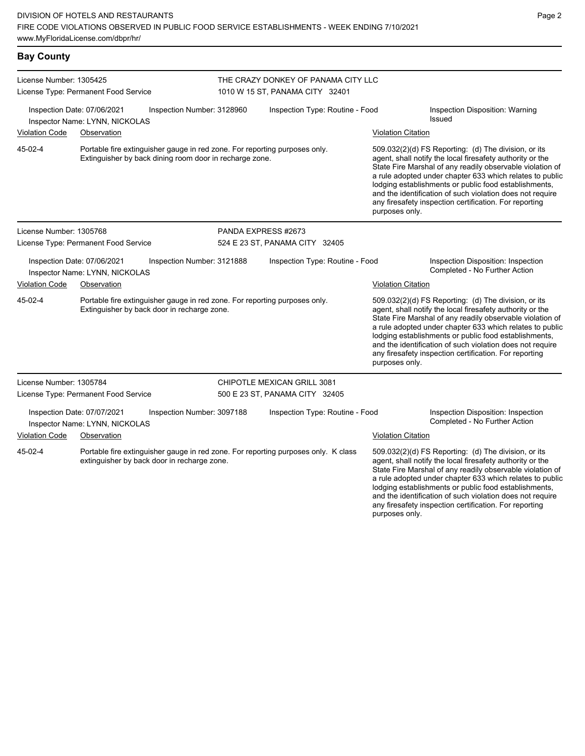## Bay County

**License Number:** 1305425
**License Type:** Permanent Food Service

**THE CRAZY DONKEY OF PANAMA CITY LLC**
1010 W 15 ST, PANAMA CITY 32401

Inspection Date: 07/06/2021
Inspection Number: 3128960
Inspection Type: Routine - Food
Inspection Disposition: Warning Issued
Inspector Name: LYNN, NICKOLAS

| Violation Code | Observation | Violation Citation |
| --- | --- | --- |
| 45-02-4 | Portable fire extinguisher gauge in red zone. For reporting purposes only. Extinguisher by back dining room door in recharge zone. | 509.032(2)(d) FS Reporting: (d) The division, or its agent, shall notify the local firesafety authority or the State Fire Marshal of any readily observable violation of a rule adopted under chapter 633 which relates to public lodging establishments or public food establishments, and the identification of such violation does not require any firesafety inspection certification. For reporting purposes only. |

---

**License Number:** 1305768
**License Type:** Permanent Food Service

**PANDA EXPRESS #2673**
524 E 23 ST, PANAMA CITY 32405

Inspection Date: 07/06/2021
Inspection Number: 3121888
Inspection Type: Routine - Food
Inspection Disposition: Inspection Completed - No Further Action
Inspector Name: LYNN, NICKOLAS

| Violation Code | Observation | Violation Citation |
| --- | --- | --- |
| 45-02-4 | Portable fire extinguisher gauge in red zone. For reporting purposes only. Extinguisher by back door in recharge zone. | 509.032(2)(d) FS Reporting: (d) The division, or its agent, shall notify the local firesafety authority or the State Fire Marshal of any readily observable violation of a rule adopted under chapter 633 which relates to public lodging establishments or public food establishments, and the identification of such violation does not require any firesafety inspection certification. For reporting purposes only. |

---

**License Number:** 1305784
**License Type:** Permanent Food Service

**CHIPOTLE MEXICAN GRILL 3081**
500 E 23 ST, PANAMA CITY 32405

Inspection Date: 07/07/2021
Inspection Number: 3097188
Inspection Type: Routine - Food
Inspection Disposition: Inspection Completed - No Further Action
Inspector Name: LYNN, NICKOLAS

| Violation Code | Observation | Violation Citation |
| --- | --- | --- |
| 45-02-4 | Portable fire extinguisher gauge in red zone. For reporting purposes only. K class extinguisher by back door in recharge zone. | 509.032(2)(d) FS Reporting: (d) The division, or its agent, shall notify the local firesafety authority or the State Fire Marshal of any readily observable violation of a rule adopted under chapter 633 which relates to public lodging establishments or public food establishments, and the identification of such violation does not require any firesafety inspection certification. For reporting purposes only. |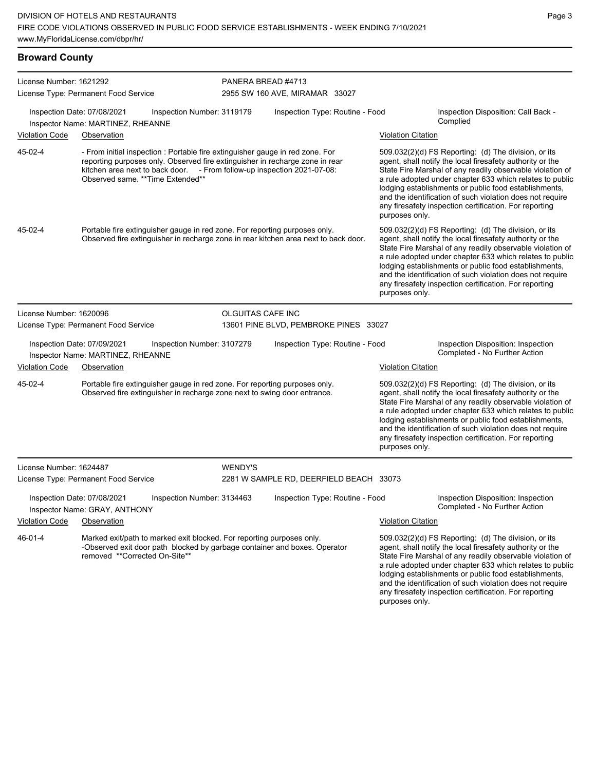## Broward County

License Number: 1621292
License Type: Permanent Food Service

PANERA BREAD #4713
2955 SW 160 AVE, MIRAMAR 33027

Inspection Date: 07/08/2021 Inspection Number: 3119179 Inspection Type: Routine - Food Inspection Disposition: Call Back - Complied
Inspector Name: MARTINEZ, RHEANNE

| Violation Code | Observation | Violation Citation |
|---|---|---|
| 45-02-4 | - From initial inspection : Portable fire extinguisher gauge in red zone. For reporting purposes only. Observed fire extinguisher in recharge zone in rear kitchen area next to back door. - From follow-up inspection 2021-07-08: Observed same. **Time Extended** | 509.032(2)(d) FS Reporting: (d) The division, or its agent, shall notify the local firesafety authority or the State Fire Marshal of any readily observable violation of a rule adopted under chapter 633 which relates to public lodging establishments or public food establishments, and the identification of such violation does not require any firesafety inspection certification. For reporting purposes only. |
| 45-02-4 | Portable fire extinguisher gauge in red zone. For reporting purposes only. Observed fire extinguisher in recharge zone in rear kitchen area next to back door. | 509.032(2)(d) FS Reporting: (d) The division, or its agent, shall notify the local firesafety authority or the State Fire Marshal of any readily observable violation of a rule adopted under chapter 633 which relates to public lodging establishments or public food establishments, and the identification of such violation does not require any firesafety inspection certification. For reporting purposes only. |

License Number: 1620096
License Type: Permanent Food Service

OLGUITAS CAFE INC
13601 PINE BLVD, PEMBROKE PINES 33027

Inspection Date: 07/09/2021 Inspection Number: 3107279 Inspection Type: Routine - Food Inspection Disposition: Inspection Completed - No Further Action
Inspector Name: MARTINEZ, RHEANNE

| Violation Code | Observation | Violation Citation |
|---|---|---|
| 45-02-4 | Portable fire extinguisher gauge in red zone. For reporting purposes only. Observed fire extinguisher in recharge zone next to swing door entrance. | 509.032(2)(d) FS Reporting: (d) The division, or its agent, shall notify the local firesafety authority or the State Fire Marshal of any readily observable violation of a rule adopted under chapter 633 which relates to public lodging establishments or public food establishments, and the identification of such violation does not require any firesafety inspection certification. For reporting purposes only. |

License Number: 1624487
License Type: Permanent Food Service

WENDY'S
2281 W SAMPLE RD, DEERFIELD BEACH 33073

Inspection Date: 07/08/2021 Inspection Number: 3134463 Inspection Type: Routine - Food Inspection Disposition: Inspection Completed - No Further Action
Inspector Name: GRAY, ANTHONY

| Violation Code | Observation | Violation Citation |
|---|---|---|
| 46-01-4 | Marked exit/path to marked exit blocked. For reporting purposes only. -Observed exit door path blocked by garbage container and boxes. Operator removed **Corrected On-Site** | 509.032(2)(d) FS Reporting: (d) The division, or its agent, shall notify the local firesafety authority or the State Fire Marshal of any readily observable violation of a rule adopted under chapter 633 which relates to public lodging establishments or public food establishments, and the identification of such violation does not require any firesafety inspection certification. For reporting purposes only. |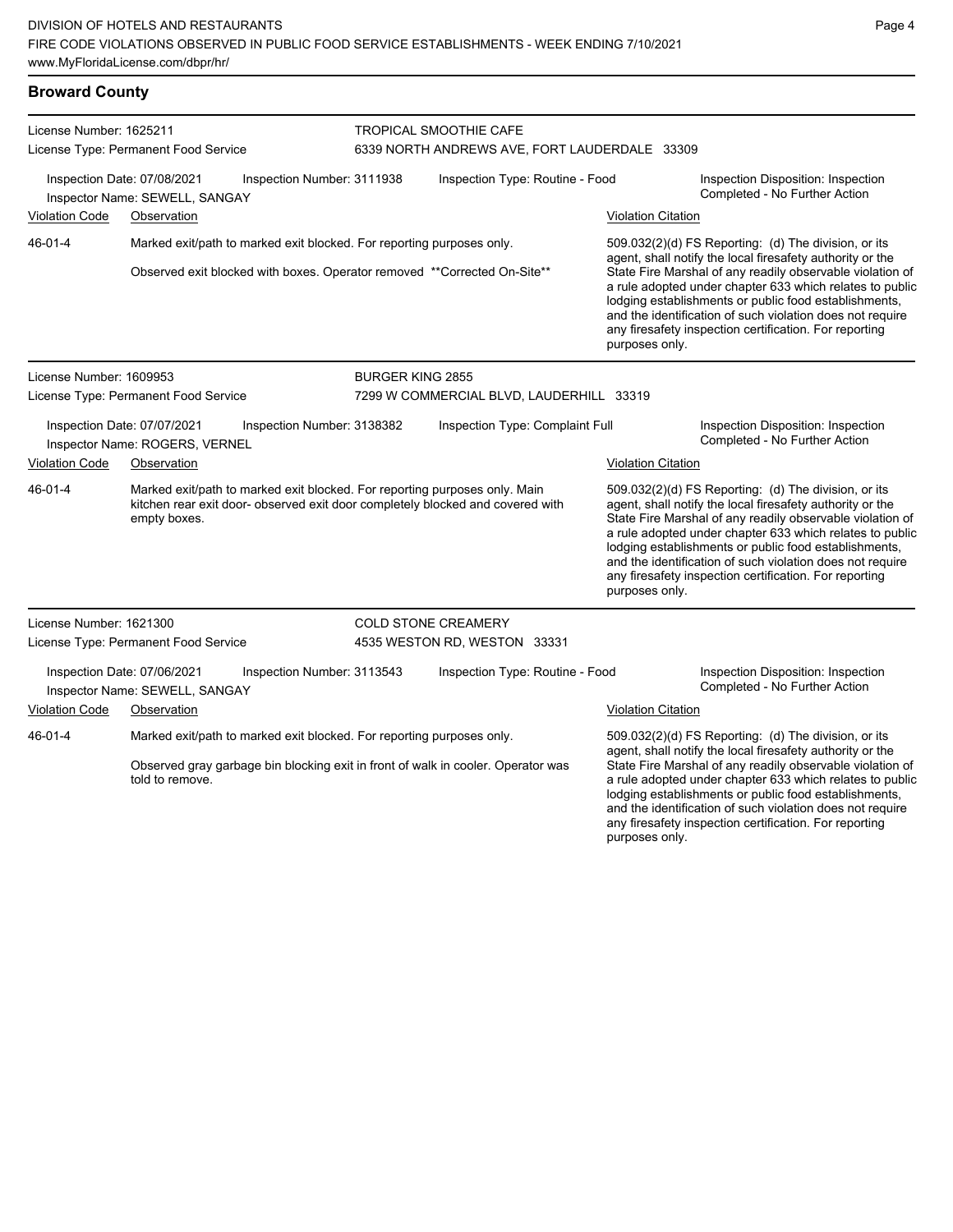## Broward County

**License Number:** 1625211
**License Type:** Permanent Food Service

**TROPICAL SMOOTHIE CAFE**
6339 NORTH ANDREWS AVE, FORT LAUDERDALE 33309

Inspection Date: 07/08/2021
Inspection Number: 3111938
Inspection Type: Routine - Food
Inspection Disposition: Inspection Completed - No Further Action
Inspector Name: SEWELL, SANGAY

| Violation Code | Observation | Violation Citation |
| --- | --- | --- |
| 46-01-4 | Marked exit/path to marked exit blocked. For reporting purposes only.<br><br>Observed exit blocked with boxes. Operator removed **Corrected On-Site** | 509.032(2)(d) FS Reporting: (d) The division, or its agent, shall notify the local firesafety authority or the State Fire Marshal of any readily observable violation of a rule adopted under chapter 633 which relates to public lodging establishments or public food establishments, and the identification of such violation does not require any firesafety inspection certification. For reporting purposes only. |

---

**License Number:** 1609953
**License Type:** Permanent Food Service

**BURGER KING 2855**
7299 W COMMERCIAL BLVD, LAUDERHILL 33319

Inspection Date: 07/07/2021
Inspection Number: 3138382
Inspection Type: Complaint Full
Inspection Disposition: Inspection Completed - No Further Action
Inspector Name: ROGERS, VERNEL

| Violation Code | Observation | Violation Citation |
| --- | --- | --- |
| 46-01-4 | Marked exit/path to marked exit blocked. For reporting purposes only. Main kitchen rear exit door- observed exit door completely blocked and covered with empty boxes. | 509.032(2)(d) FS Reporting: (d) The division, or its agent, shall notify the local firesafety authority or the State Fire Marshal of any readily observable violation of a rule adopted under chapter 633 which relates to public lodging establishments or public food establishments, and the identification of such violation does not require any firesafety inspection certification. For reporting purposes only. |

---

**License Number:** 1621300
**License Type:** Permanent Food Service

**COLD STONE CREAMERY**
4535 WESTON RD, WESTON 33331

Inspection Date: 07/06/2021
Inspection Number: 3113543
Inspection Type: Routine - Food
Inspection Disposition: Inspection Completed - No Further Action
Inspector Name: SEWELL, SANGAY

| Violation Code | Observation | Violation Citation |
| --- | --- | --- |
| 46-01-4 | Marked exit/path to marked exit blocked. For reporting purposes only.<br><br>Observed gray garbage bin blocking exit in front of walk in cooler. Operator was told to remove. | 509.032(2)(d) FS Reporting: (d) The division, or its agent, shall notify the local firesafety authority or the State Fire Marshal of any readily observable violation of a rule adopted under chapter 633 which relates to public lodging establishments or public food establishments, and the identification of such violation does not require any firesafety inspection certification. For reporting purposes only. |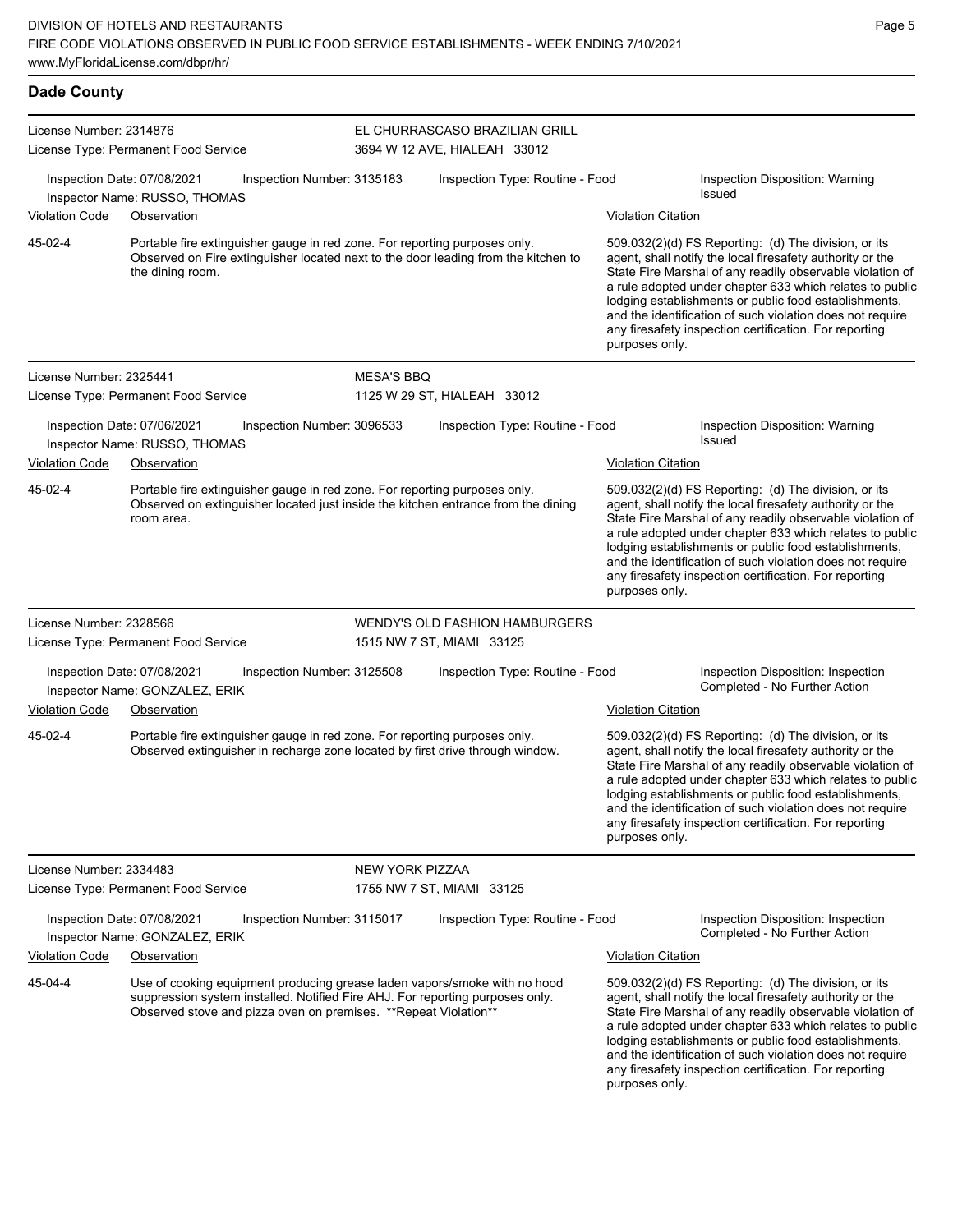## Dade County

**License Number:** 2314876
**License Type:** Permanent Food Service

**EL CHURRASCASO BRAZILIAN GRILL**
3694 W 12 AVE, HIALEAH 33012

**Inspection Date:** 07/08/2021 | **Inspection Number:** 3135183 | **Inspection Type:** Routine - Food | **Inspection Disposition:** Warning Issued
**Inspector Name:** RUSSO, THOMAS

| Violation Code | Observation | Violation Citation |
| --- | --- | --- |
| 45-02-4 | Portable fire extinguisher gauge in red zone. For reporting purposes only. Observed on Fire extinguisher located next to the door leading from the kitchen to the dining room. | 509.032(2)(d) FS Reporting: (d) The division, or its agent, shall notify the local firesafety authority or the State Fire Marshal of any readily observable violation of a rule adopted under chapter 633 which relates to public lodging establishments or public food establishments, and the identification of such violation does not require any firesafety inspection certification. For reporting purposes only. |

---

**License Number:** 2325441
**License Type:** Permanent Food Service

**MESA'S BBQ**
1125 W 29 ST, HIALEAH 33012

**Inspection Date:** 07/06/2021 | **Inspection Number:** 3096533 | **Inspection Type:** Routine - Food | **Inspection Disposition:** Warning Issued
**Inspector Name:** RUSSO, THOMAS

| Violation Code | Observation | Violation Citation |
| --- | --- | --- |
| 45-02-4 | Portable fire extinguisher gauge in red zone. For reporting purposes only. Observed on extinguisher located just inside the kitchen entrance from the dining room area. | 509.032(2)(d) FS Reporting: (d) The division, or its agent, shall notify the local firesafety authority or the State Fire Marshal of any readily observable violation of a rule adopted under chapter 633 which relates to public lodging establishments or public food establishments, and the identification of such violation does not require any firesafety inspection certification. For reporting purposes only. |

---

**License Number:** 2328566
**License Type:** Permanent Food Service

**WENDY'S OLD FASHION HAMBURGERS**
1515 NW 7 ST, MIAMI 33125

**Inspection Date:** 07/08/2021 | **Inspection Number:** 3125508 | **Inspection Type:** Routine - Food | **Inspection Disposition:** Inspection Completed - No Further Action
**Inspector Name:** GONZALEZ, ERIK

| Violation Code | Observation | Violation Citation |
| --- | --- | --- |
| 45-02-4 | Portable fire extinguisher gauge in red zone. For reporting purposes only. Observed extinguisher in recharge zone located by first drive through window. | 509.032(2)(d) FS Reporting: (d) The division, or its agent, shall notify the local firesafety authority or the State Fire Marshal of any readily observable violation of a rule adopted under chapter 633 which relates to public lodging establishments or public food establishments, and the identification of such violation does not require any firesafety inspection certification. For reporting purposes only. |

---

**License Number:** 2334483
**License Type:** Permanent Food Service

**NEW YORK PIZZAA**
1755 NW 7 ST, MIAMI 33125

**Inspection Date:** 07/08/2021 | **Inspection Number:** 3115017 | **Inspection Type:** Routine - Food | **Inspection Disposition:** Inspection Completed - No Further Action
**Inspector Name:** GONZALEZ, ERIK

| Violation Code | Observation | Violation Citation |
| --- | --- | --- |
| 45-04-4 | Use of cooking equipment producing grease laden vapors/smoke with no hood suppression system installed. Notified Fire AHJ. For reporting purposes only. Observed stove and pizza oven on premises. **Repeat Violation** | 509.032(2)(d) FS Reporting: (d) The division, or its agent, shall notify the local firesafety authority or the State Fire Marshal of any readily observable violation of a rule adopted under chapter 633 which relates to public lodging establishments or public food establishments, and the identification of such violation does not require any firesafety inspection certification. For reporting purposes only. |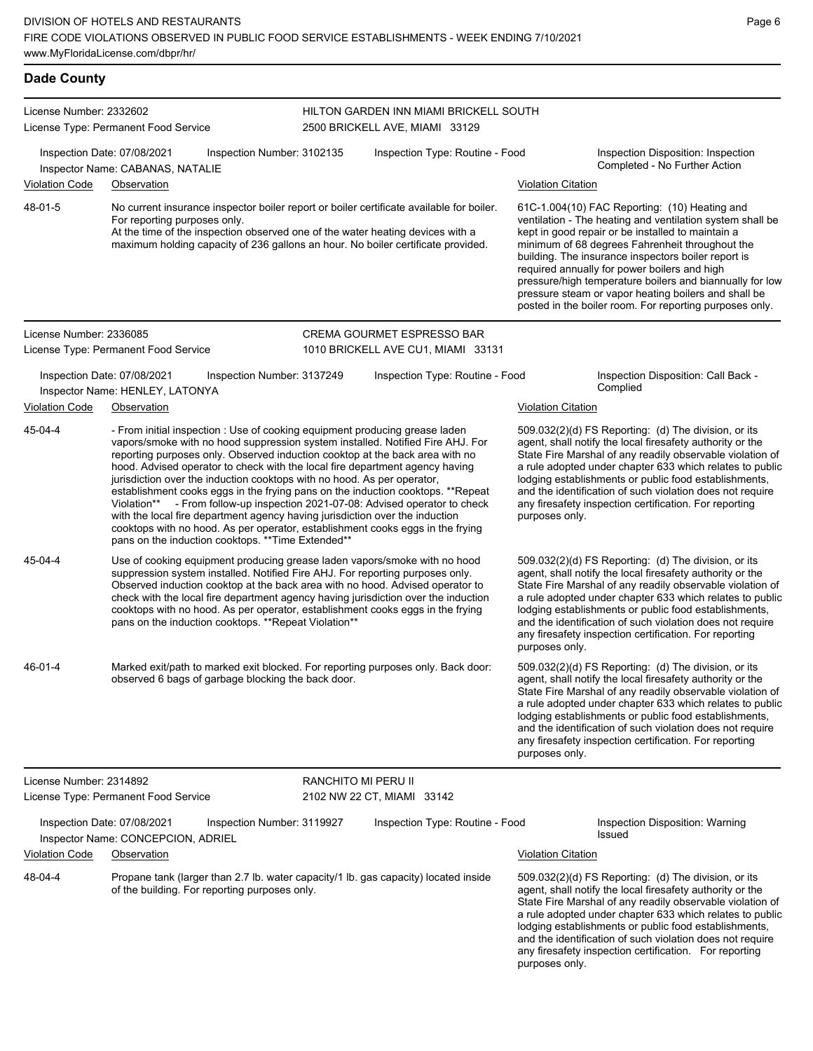## Dade County

**License Number:** 2332602
**License Type:** Permanent Food Service
**HILTON GARDEN INN MIAMI BRICKELL SOUTH**
2500 BRICKELL AVE, MIAMI 33129

**Inspection Date:** 07/08/2021 **Inspection Number:** 3102135 **Inspection Type:** Routine - Food **Inspection Disposition:** Inspection Completed - No Further Action
**Inspector Name:** CABANAS, NATALIE

| Violation Code | Observation | Violation Citation |
|---|---|---|
| 48-01-5 | No current insurance inspector boiler report or boiler certificate available for boiler. For reporting purposes only. At the time of the inspection observed one of the water heating devices with a maximum holding capacity of 236 gallons an hour. No boiler certificate provided. | 61C-1.004(10) FAC Reporting: (10) Heating and ventilation - The heating and ventilation system shall be kept in good repair or be installed to maintain a minimum of 68 degrees Fahrenheit throughout the building. The insurance inspectors boiler report is required annually for power boilers and high pressure/high temperature boilers and biannually for low pressure steam or vapor heating boilers and shall be posted in the boiler room. For reporting purposes only. |

**License Number:** 2336085
**License Type:** Permanent Food Service
**CREMA GOURMET ESPRESSO BAR**
1010 BRICKELL AVE CU1, MIAMI 33131

**Inspection Date:** 07/08/2021 **Inspection Number:** 3137249 **Inspection Type:** Routine - Food **Inspection Disposition:** Call Back - Complied
**Inspector Name:** HENLEY, LATONYA

| Violation Code | Observation | Violation Citation |
|---|---|---|
| 45-04-4 | - From initial inspection : Use of cooking equipment producing grease laden vapors/smoke with no hood suppression system installed. Notified Fire AHJ. For reporting purposes only. Observed induction cooktop at the back area with no hood. Advised operator to check with the local fire department agency having jurisdiction over the induction cooktops with no hood. As per operator, establishment cooks eggs in the frying pans on the induction cooktops. **Repeat Violation** - From follow-up inspection 2021-07-08: Advised operator to check with the local fire department agency having jurisdiction over the induction cooktops with no hood. As per operator, establishment cooks eggs in the frying pans on the induction cooktops. **Time Extended** | 509.032(2)(d) FS Reporting: (d) The division, or its agent, shall notify the local firesafety authority or the State Fire Marshal of any readily observable violation of a rule adopted under chapter 633 which relates to public lodging establishments or public food establishments, and the identification of such violation does not require any firesafety inspection certification. For reporting purposes only. |
| 45-04-4 | Use of cooking equipment producing grease laden vapors/smoke with no hood suppression system installed. Notified Fire AHJ. For reporting purposes only. Observed induction cooktop at the back area with no hood. Advised operator to check with the local fire department agency having jurisdiction over the induction cooktops with no hood. As per operator, establishment cooks eggs in the frying pans on the induction cooktops. **Repeat Violation** | 509.032(2)(d) FS Reporting: (d) The division, or its agent, shall notify the local firesafety authority or the State Fire Marshal of any readily observable violation of a rule adopted under chapter 633 which relates to public lodging establishments or public food establishments, and the identification of such violation does not require any firesafety inspection certification. For reporting purposes only. |
| 46-01-4 | Marked exit/path to marked exit blocked. For reporting purposes only. Back door: observed 6 bags of garbage blocking the back door. | 509.032(2)(d) FS Reporting: (d) The division, or its agent, shall notify the local firesafety authority or the State Fire Marshal of any readily observable violation of a rule adopted under chapter 633 which relates to public lodging establishments or public food establishments, and the identification of such violation does not require any firesafety inspection certification. For reporting purposes only. |

**License Number:** 2314892
**License Type:** Permanent Food Service
**RANCHITO MI PERU II**
2102 NW 22 CT, MIAMI 33142

**Inspection Date:** 07/08/2021 **Inspection Number:** 3119927 **Inspection Type:** Routine - Food **Inspection Disposition:** Warning Issued
**Inspector Name:** CONCEPCION, ADRIEL

| Violation Code | Observation | Violation Citation |
|---|---|---|
| 48-04-4 | Propane tank (larger than 2.7 lb. water capacity/1 lb. gas capacity) located inside of the building. For reporting purposes only. | 509.032(2)(d) FS Reporting: (d) The division, or its agent, shall notify the local firesafety authority or the State Fire Marshal of any readily observable violation of a rule adopted under chapter 633 which relates to public lodging establishments or public food establishments, and the identification of such violation does not require any firesafety inspection certification. For reporting purposes only. |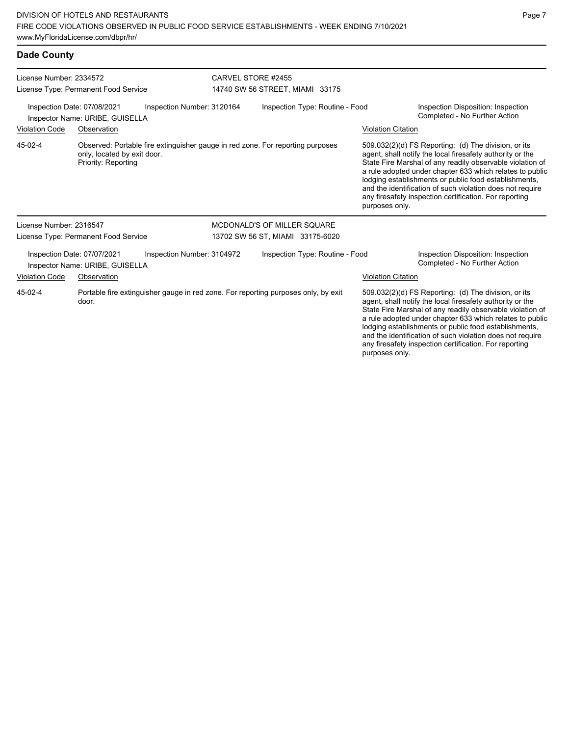## Dade County

**License Number:** 2334572
**License Type:** Permanent Food Service

**CARVEL STORE #2455**
14740 SW 56 STREET, MIAMI 33175

**Inspection Date:** 07/08/2021
**Inspector Name:** URIBE, GUISELLA
**Inspection Number:** 3120164
**Inspection Type:** Routine - Food
**Inspection Disposition:** Inspection Completed - No Further Action

| Violation Code | Observation | Violation Citation |
| --- | --- | --- |
| 45-02-4 | Observed: Portable fire extinguisher gauge in red zone. For reporting purposes only, located by exit door. Priority: Reporting | 509.032(2)(d) FS Reporting: (d) The division, or its agent, shall notify the local firesafety authority or the State Fire Marshal of any readily observable violation of a rule adopted under chapter 633 which relates to public lodging establishments or public food establishments, and the identification of such violation does not require any firesafety inspection certification. For reporting purposes only. |

---

**License Number:** 2316547
**License Type:** Permanent Food Service

**MCDONALD'S OF MILLER SQUARE**
13702 SW 56 ST, MIAMI 33175-6020

**Inspection Date:** 07/07/2021
**Inspector Name:** URIBE, GUISELLA
**Inspection Number:** 3104972
**Inspection Type:** Routine - Food
**Inspection Disposition:** Inspection Completed - No Further Action

| Violation Code | Observation | Violation Citation |
| --- | --- | --- |
| 45-02-4 | Portable fire extinguisher gauge in red zone. For reporting purposes only, by exit door. | 509.032(2)(d) FS Reporting: (d) The division, or its agent, shall notify the local firesafety authority or the State Fire Marshal of any readily observable violation of a rule adopted under chapter 633 which relates to public lodging establishments or public food establishments, and the identification of such violation does not require any firesafety inspection certification. For reporting purposes only. |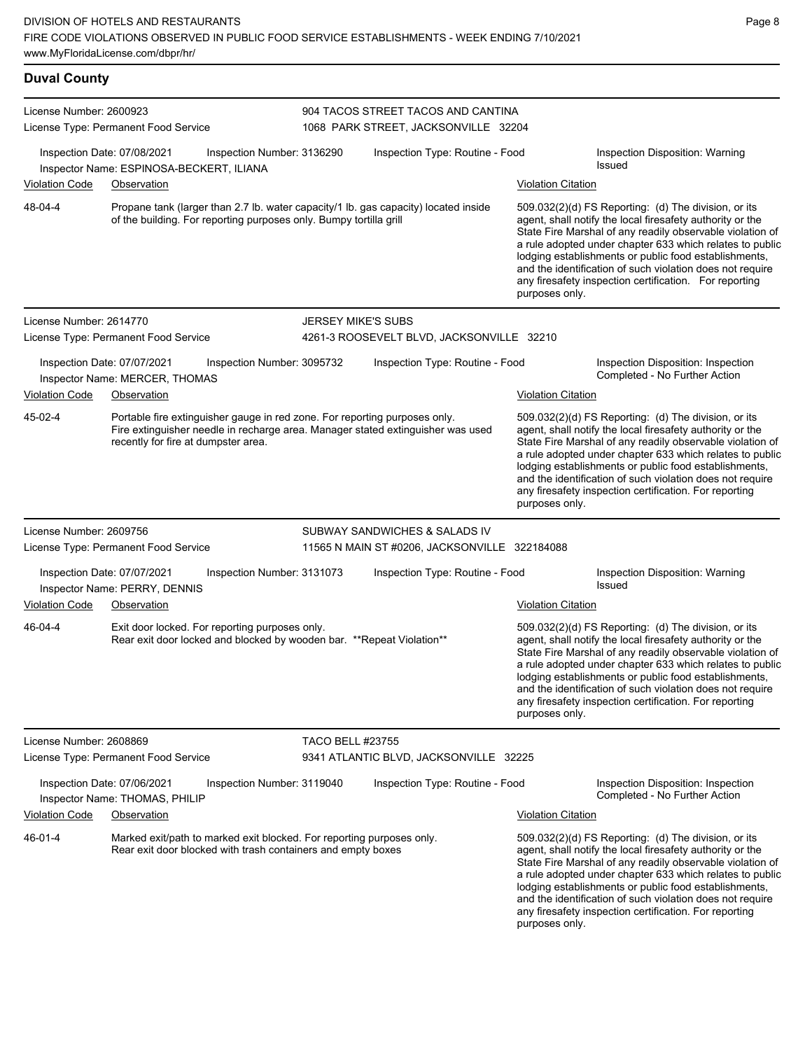DIVISION OF HOTELS AND RESTAURANTS
FIRE CODE VIOLATIONS OBSERVED IN PUBLIC FOOD SERVICE ESTABLISHMENTS - WEEK ENDING 7/10/2021
www.MyFloridaLicense.com/dbpr/hr/

## Duval County

**License Number:** 2600923
**License Type:** Permanent Food Service
**904 TACOS STREET TACOS AND CANTINA**
1068 PARK STREET, JACKSONVILLE 32204

Inspection Date: 07/08/2021 | Inspection Number: 3136290 | Inspection Type: Routine - Food | Inspection Disposition: Warning Issued
Inspector Name: ESPINOSA-BECKERT, ILIANA

| Violation Code | Observation | Violation Citation |
|---|---|---|
| 48-04-4 | Propane tank (larger than 2.7 lb. water capacity/1 lb. gas capacity) located inside of the building. For reporting purposes only. Bumpy tortilla grill | 509.032(2)(d) FS Reporting: (d) The division, or its agent, shall notify the local firesafety authority or the State Fire Marshal of any readily observable violation of a rule adopted under chapter 633 which relates to public lodging establishments or public food establishments, and the identification of such violation does not require any firesafety inspection certification. For reporting purposes only. |

**License Number:** 2614770
**License Type:** Permanent Food Service
**JERSEY MIKE'S SUBS**
4261-3 ROOSEVELT BLVD, JACKSONVILLE 32210

Inspection Date: 07/07/2021 | Inspection Number: 3095732 | Inspection Type: Routine - Food | Inspection Disposition: Inspection Completed - No Further Action
Inspector Name: MERCER, THOMAS

| Violation Code | Observation | Violation Citation |
|---|---|---|
| 45-02-4 | Portable fire extinguisher gauge in red zone. For reporting purposes only. Fire extinguisher needle in recharge area. Manager stated extinguisher was used recently for fire at dumpster area. | 509.032(2)(d) FS Reporting: (d) The division, or its agent, shall notify the local firesafety authority or the State Fire Marshal of any readily observable violation of a rule adopted under chapter 633 which relates to public lodging establishments or public food establishments, and the identification of such violation does not require any firesafety inspection certification. For reporting purposes only. |

**License Number:** 2609756
**License Type:** Permanent Food Service
**SUBWAY SANDWICHES & SALADS IV**
11565 N MAIN ST #0206, JACKSONVILLE 322184088

Inspection Date: 07/07/2021 | Inspection Number: 3131073 | Inspection Type: Routine - Food | Inspection Disposition: Warning Issued
Inspector Name: PERRY, DENNIS

| Violation Code | Observation | Violation Citation |
|---|---|---|
| 46-04-4 | Exit door locked. For reporting purposes only. Rear exit door locked and blocked by wooden bar. **Repeat Violation** | 509.032(2)(d) FS Reporting: (d) The division, or its agent, shall notify the local firesafety authority or the State Fire Marshal of any readily observable violation of a rule adopted under chapter 633 which relates to public lodging establishments or public food establishments, and the identification of such violation does not require any firesafety inspection certification. For reporting purposes only. |

**License Number:** 2608869
**License Type:** Permanent Food Service
**TACO BELL #23755**
9341 ATLANTIC BLVD, JACKSONVILLE 32225

Inspection Date: 07/06/2021 | Inspection Number: 3119040 | Inspection Type: Routine - Food | Inspection Disposition: Inspection Completed - No Further Action
Inspector Name: THOMAS, PHILIP

| Violation Code | Observation | Violation Citation |
|---|---|---|
| 46-01-4 | Marked exit/path to marked exit blocked. For reporting purposes only. Rear exit door blocked with trash containers and empty boxes | 509.032(2)(d) FS Reporting: (d) The division, or its agent, shall notify the local firesafety authority or the State Fire Marshal of any readily observable violation of a rule adopted under chapter 633 which relates to public lodging establishments or public food establishments, and the identification of such violation does not require any firesafety inspection certification. For reporting purposes only. |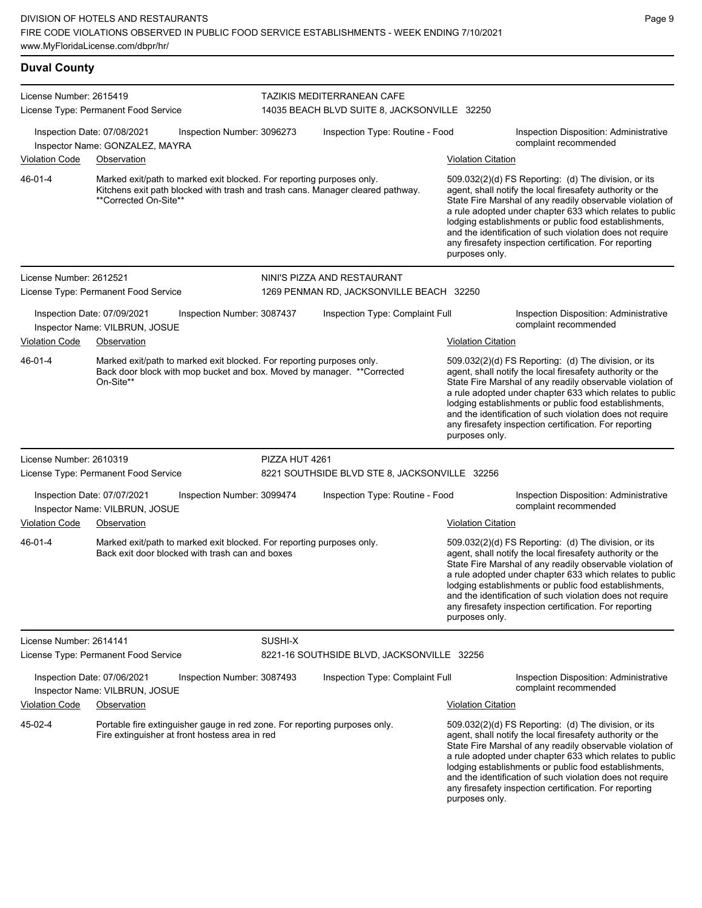## Duval County

**License Number:** 2615419
**License Type:** Permanent Food Service

**TAZIKIS MEDITERRANEAN CAFE**
14035 BEACH BLVD SUITE 8, JACKSONVILLE 32250

Inspection Date: 07/08/2021 | Inspection Number: 3096273 | Inspection Type: Routine - Food | Inspection Disposition: Administrative complaint recommended

Inspector Name: GONZALEZ, MAYRA

| Violation Code | Observation | Violation Citation |
|---|---|---|
| 46-01-4 | Marked exit/path to marked exit blocked. For reporting purposes only. Kitchens exit path blocked with trash and trash cans. Manager cleared pathway. **Corrected On-Site** | 509.032(2)(d) FS Reporting: (d) The division, or its agent, shall notify the local firesafety authority or the State Fire Marshal of any readily observable violation of a rule adopted under chapter 633 which relates to public lodging establishments or public food establishments, and the identification of such violation does not require any firesafety inspection certification. For reporting purposes only. |

**License Number:** 2612521
**License Type:** Permanent Food Service

**NINI'S PIZZA AND RESTAURANT**
1269 PENMAN RD, JACKSONVILLE BEACH 32250

Inspection Date: 07/09/2021 | Inspection Number: 3087437 | Inspection Type: Complaint Full | Inspection Disposition: Administrative complaint recommended

Inspector Name: VILBRUN, JOSUE

| Violation Code | Observation | Violation Citation |
|---|---|---|
| 46-01-4 | Marked exit/path to marked exit blocked. For reporting purposes only. Back door block with mop bucket and box. Moved by manager. **Corrected On-Site** | 509.032(2)(d) FS Reporting: (d) The division, or its agent, shall notify the local firesafety authority or the State Fire Marshal of any readily observable violation of a rule adopted under chapter 633 which relates to public lodging establishments or public food establishments, and the identification of such violation does not require any firesafety inspection certification. For reporting purposes only. |

**License Number:** 2610319
**License Type:** Permanent Food Service

**PIZZA HUT 4261**
8221 SOUTHSIDE BLVD STE 8, JACKSONVILLE 32256

Inspection Date: 07/07/2021 | Inspection Number: 3099474 | Inspection Type: Routine - Food | Inspection Disposition: Administrative complaint recommended

Inspector Name: VILBRUN, JOSUE

| Violation Code | Observation | Violation Citation |
|---|---|---|
| 46-01-4 | Marked exit/path to marked exit blocked. For reporting purposes only. Back exit door blocked with trash can and boxes | 509.032(2)(d) FS Reporting: (d) The division, or its agent, shall notify the local firesafety authority or the State Fire Marshal of any readily observable violation of a rule adopted under chapter 633 which relates to public lodging establishments or public food establishments, and the identification of such violation does not require any firesafety inspection certification. For reporting purposes only. |

**License Number:** 2614141
**License Type:** Permanent Food Service

**SUSHI-X**
8221-16 SOUTHSIDE BLVD, JACKSONVILLE 32256

Inspection Date: 07/06/2021 | Inspection Number: 3087493 | Inspection Type: Complaint Full | Inspection Disposition: Administrative complaint recommended

Inspector Name: VILBRUN, JOSUE

| Violation Code | Observation | Violation Citation |
|---|---|---|
| 45-02-4 | Portable fire extinguisher gauge in red zone. For reporting purposes only. Fire extinguisher at front hostess area in red | 509.032(2)(d) FS Reporting: (d) The division, or its agent, shall notify the local firesafety authority or the State Fire Marshal of any readily observable violation of a rule adopted under chapter 633 which relates to public lodging establishments or public food establishments, and the identification of such violation does not require any firesafety inspection certification. For reporting purposes only. |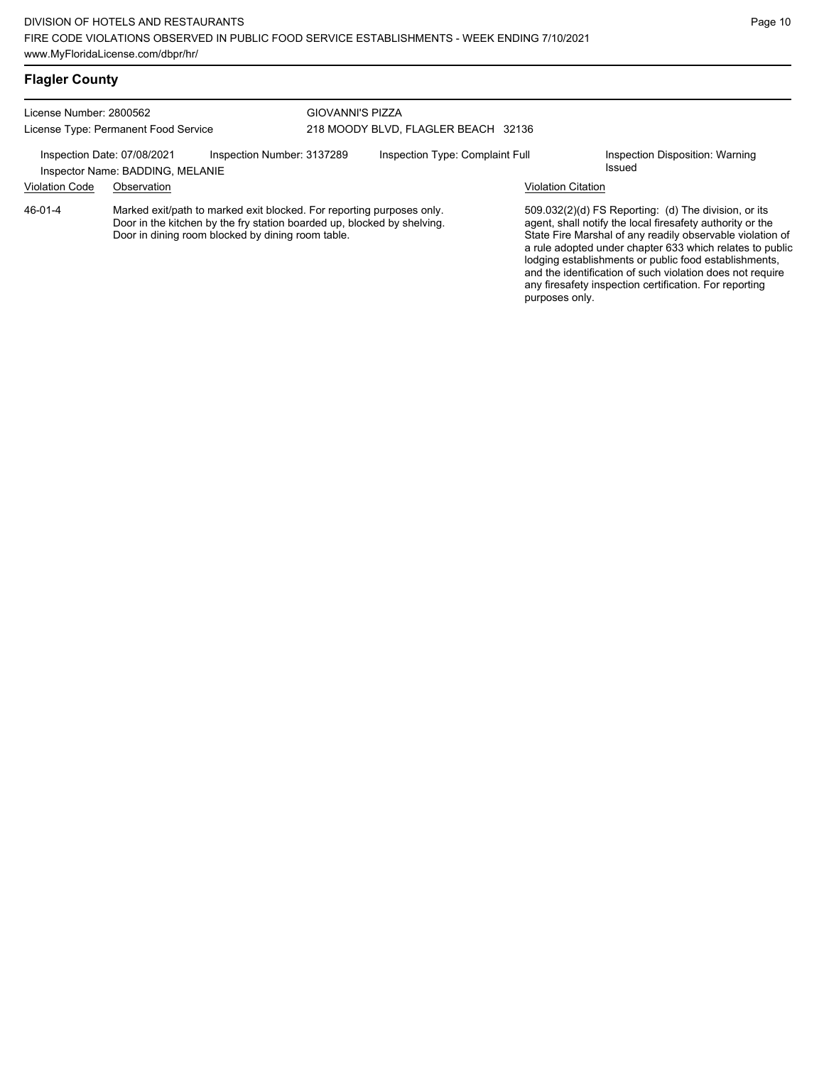## Flagler County

License Number: 2800562
License Type: Permanent Food Service

GIOVANNI'S PIZZA
218 MOODY BLVD, FLAGLER BEACH 32136

Inspection Date: 07/08/2021
Inspector Name: BADDING, MELANIE
Inspection Number: 3137289
Inspection Type: Complaint Full
Inspection Disposition: Warning Issued

| Violation Code | Observation | Violation Citation |
| --- | --- | --- |
| 46-01-4 | Marked exit/path to marked exit blocked. For reporting purposes only. Door in the kitchen by the fry station boarded up, blocked by shelving. Door in dining room blocked by dining room table. | 509.032(2)(d) FS Reporting: (d) The division, or its agent, shall notify the local firesafety authority or the State Fire Marshal of any readily observable violation of a rule adopted under chapter 633 which relates to public lodging establishments or public food establishments, and the identification of such violation does not require any firesafety inspection certification. For reporting purposes only. |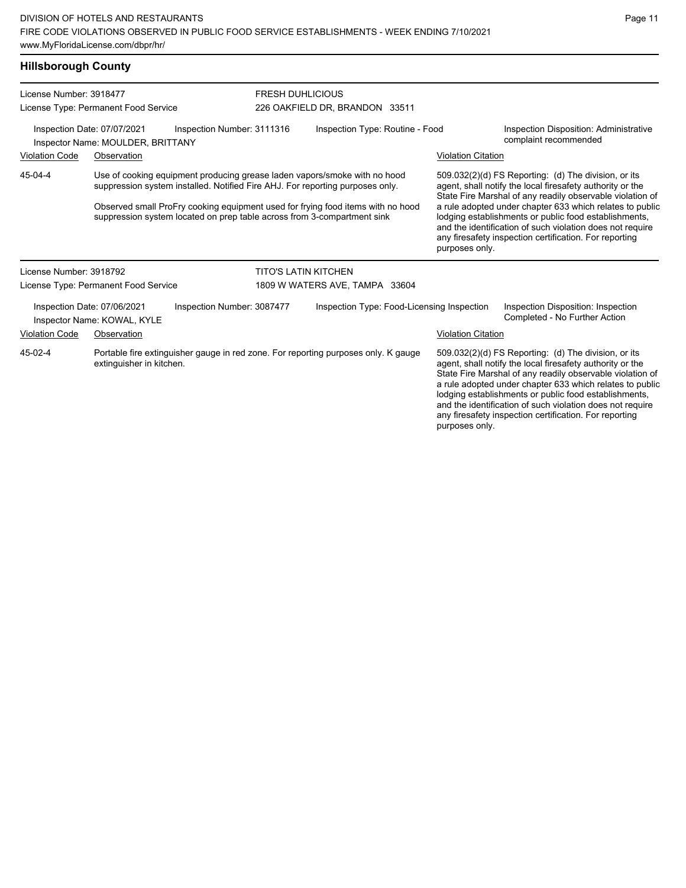## Hillsborough County

**License Number:** 3918477
**License Type:** Permanent Food Service

**FRESH DUHLICIOUS**
226 OAKFIELD DR, BRANDON 33511

**Inspection Date:** 07/07/2021
**Inspection Number:** 3111316
**Inspection Type:** Routine - Food
**Inspection Disposition:** Administrative complaint recommended
**Inspector Name:** MOULDER, BRITTANY

| Violation Code | Observation | Violation Citation |
| --- | --- | --- |
| 45-04-4 | Use of cooking equipment producing grease laden vapors/smoke with no hood suppression system installed. Notified Fire AHJ. For reporting purposes only.<br><br>Observed small ProFry cooking equipment used for frying food items with no hood suppression system located on prep table across from 3-compartment sink | 509.032(2)(d) FS Reporting: (d) The division, or its agent, shall notify the local firesafety authority or the State Fire Marshal of any readily observable violation of a rule adopted under chapter 633 which relates to public lodging establishments or public food establishments, and the identification of such violation does not require any firesafety inspection certification. For reporting purposes only. |

**License Number:** 3918792
**License Type:** Permanent Food Service

**TITO'S LATIN KITCHEN**
1809 W WATERS AVE, TAMPA 33604

**Inspection Date:** 07/06/2021
**Inspection Number:** 3087477
**Inspection Type:** Food-Licensing Inspection
**Inspection Disposition:** Inspection Completed - No Further Action
**Inspector Name:** KOWAL, KYLE

| Violation Code | Observation | Violation Citation |
| --- | --- | --- |
| 45-02-4 | Portable fire extinguisher gauge in red zone. For reporting purposes only. K gauge extinguisher in kitchen. | 509.032(2)(d) FS Reporting: (d) The division, or its agent, shall notify the local firesafety authority or the State Fire Marshal of any readily observable violation of a rule adopted under chapter 633 which relates to public lodging establishments or public food establishments, and the identification of such violation does not require any firesafety inspection certification. For reporting purposes only. |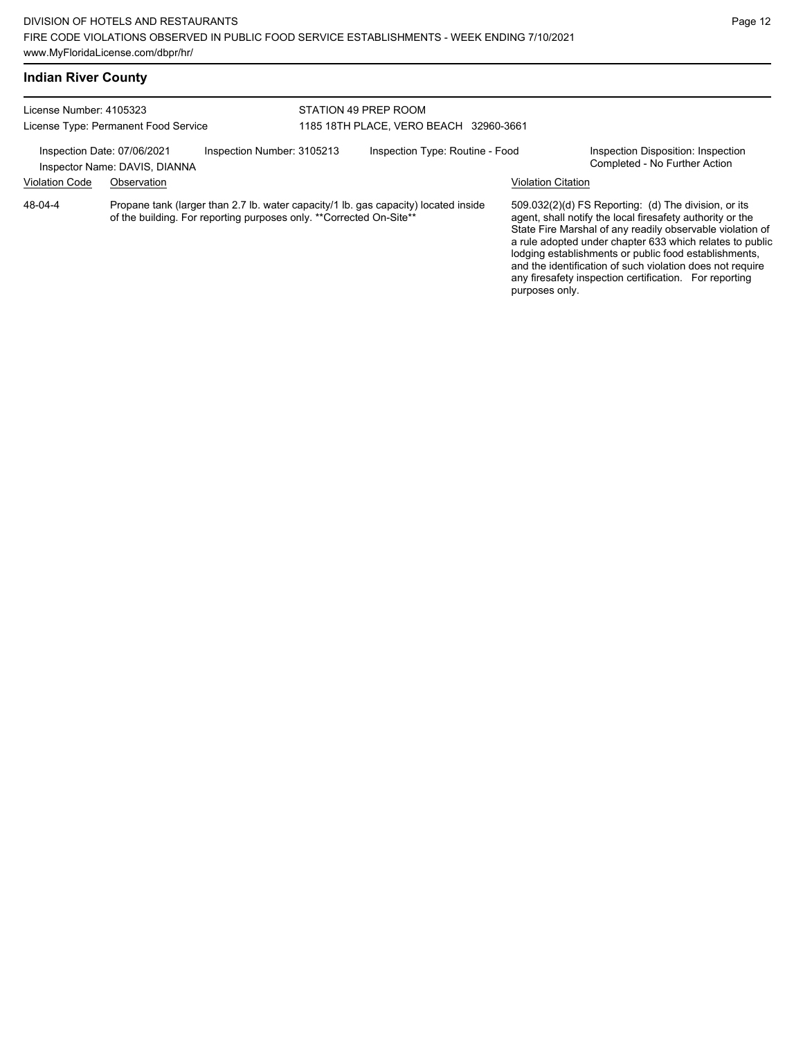## Indian River County

License Number: 4105323
License Type: Permanent Food Service

STATION 49 PREP ROOM
1185 18TH PLACE, VERO BEACH 32960-3661

Inspection Date: 07/06/2021
Inspector Name: DAVIS, DIANNA
Inspection Number: 3105213
Inspection Type: Routine - Food
Inspection Disposition: Inspection Completed - No Further Action

| Violation Code | Observation | Violation Citation |
| --- | --- | --- |
| 48-04-4 | Propane tank (larger than 2.7 lb. water capacity/1 lb. gas capacity) located inside of the building. For reporting purposes only. **Corrected On-Site** | 509.032(2)(d) FS Reporting: (d) The division, or its agent, shall notify the local firesafety authority or the State Fire Marshal of any readily observable violation of a rule adopted under chapter 633 which relates to public lodging establishments or public food establishments, and the identification of such violation does not require any firesafety inspection certification. For reporting purposes only. |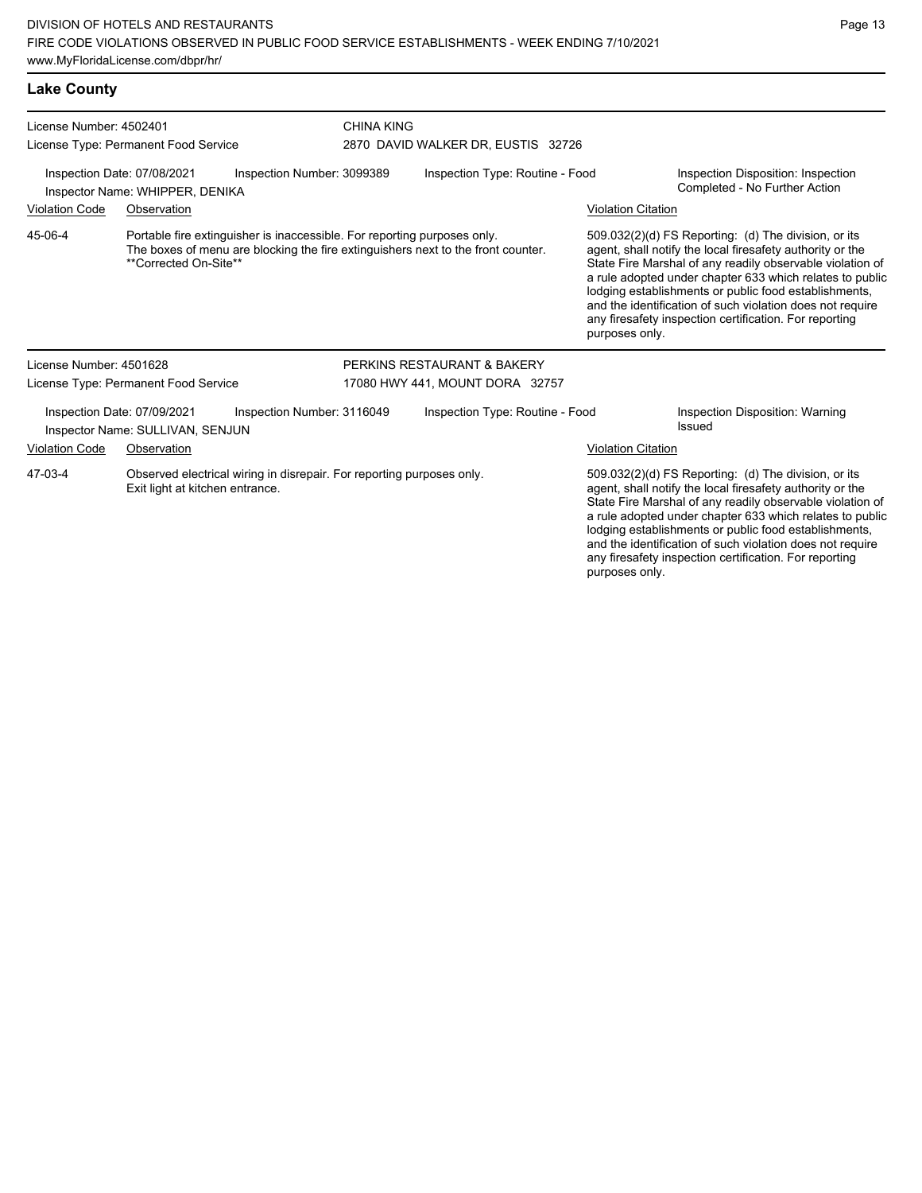## Lake County

**License Number:** 4502401
**License Type:** Permanent Food Service

**CHINA KING**
2870 DAVID WALKER DR, EUSTIS 32726

**Inspection Date:** 07/08/2021
**Inspection Number:** 3099389
**Inspection Type:** Routine - Food
**Inspector Name:** WHIPPER, DENIKA
**Inspection Disposition:** Inspection Completed - No Further Action

| Violation Code | Observation | Violation Citation |
| --- | --- | --- |
| 45-06-4 | Portable fire extinguisher is inaccessible. For reporting purposes only. The boxes of menu are blocking the fire extinguishers next to the front counter. **Corrected On-Site** | 509.032(2)(d) FS Reporting: (d) The division, or its agent, shall notify the local firesafety authority or the State Fire Marshal of any readily observable violation of a rule adopted under chapter 633 which relates to public lodging establishments or public food establishments, and the identification of such violation does not require any firesafety inspection certification. For reporting purposes only. |

---

**License Number:** 4501628
**License Type:** Permanent Food Service

**PERKINS RESTAURANT & BAKERY**
17080 HWY 441, MOUNT DORA 32757

**Inspection Date:** 07/09/2021
**Inspection Number:** 3116049
**Inspection Type:** Routine - Food
**Inspector Name:** SULLIVAN, SENJUN
**Inspection Disposition:** Warning Issued

| Violation Code | Observation | Violation Citation |
| --- | --- | --- |
| 47-03-4 | Observed electrical wiring in disrepair. For reporting purposes only. Exit light at kitchen entrance. | 509.032(2)(d) FS Reporting: (d) The division, or its agent, shall notify the local firesafety authority or the State Fire Marshal of any readily observable violation of a rule adopted under chapter 633 which relates to public lodging establishments or public food establishments, and the identification of such violation does not require any firesafety inspection certification. For reporting purposes only. |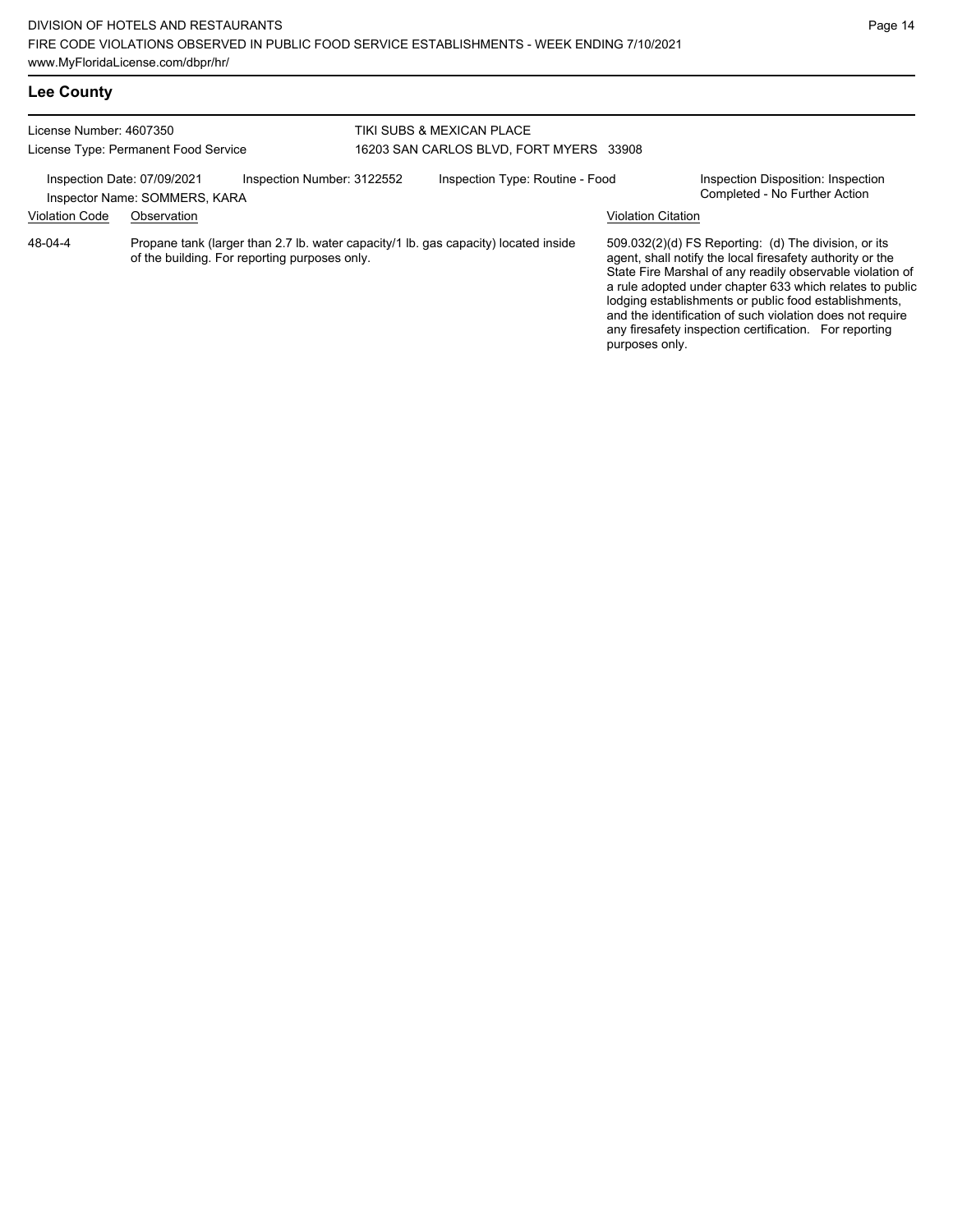## Lee County

License Number: 4607350

License Type: Permanent Food Service

TIKI SUBS & MEXICAN PLACE

16203 SAN CARLOS BLVD, FORT MYERS 33908

Inspection Date: 07/09/2021

Inspector Name: SOMMERS, KARA

Inspection Number: 3122552

Inspection Type: Routine - Food

Inspection Disposition: Inspection Completed - No Further Action

| Violation Code | Observation | Violation Citation |
| --- | --- | --- |
| 48-04-4 | Propane tank (larger than 2.7 lb. water capacity/1 lb. gas capacity) located inside of the building. For reporting purposes only. | 509.032(2)(d) FS Reporting: (d) The division, or its agent, shall notify the local firesafety authority or the State Fire Marshal of any readily observable violation of a rule adopted under chapter 633 which relates to public lodging establishments or public food establishments, and the identification of such violation does not require any firesafety inspection certification. For reporting purposes only. |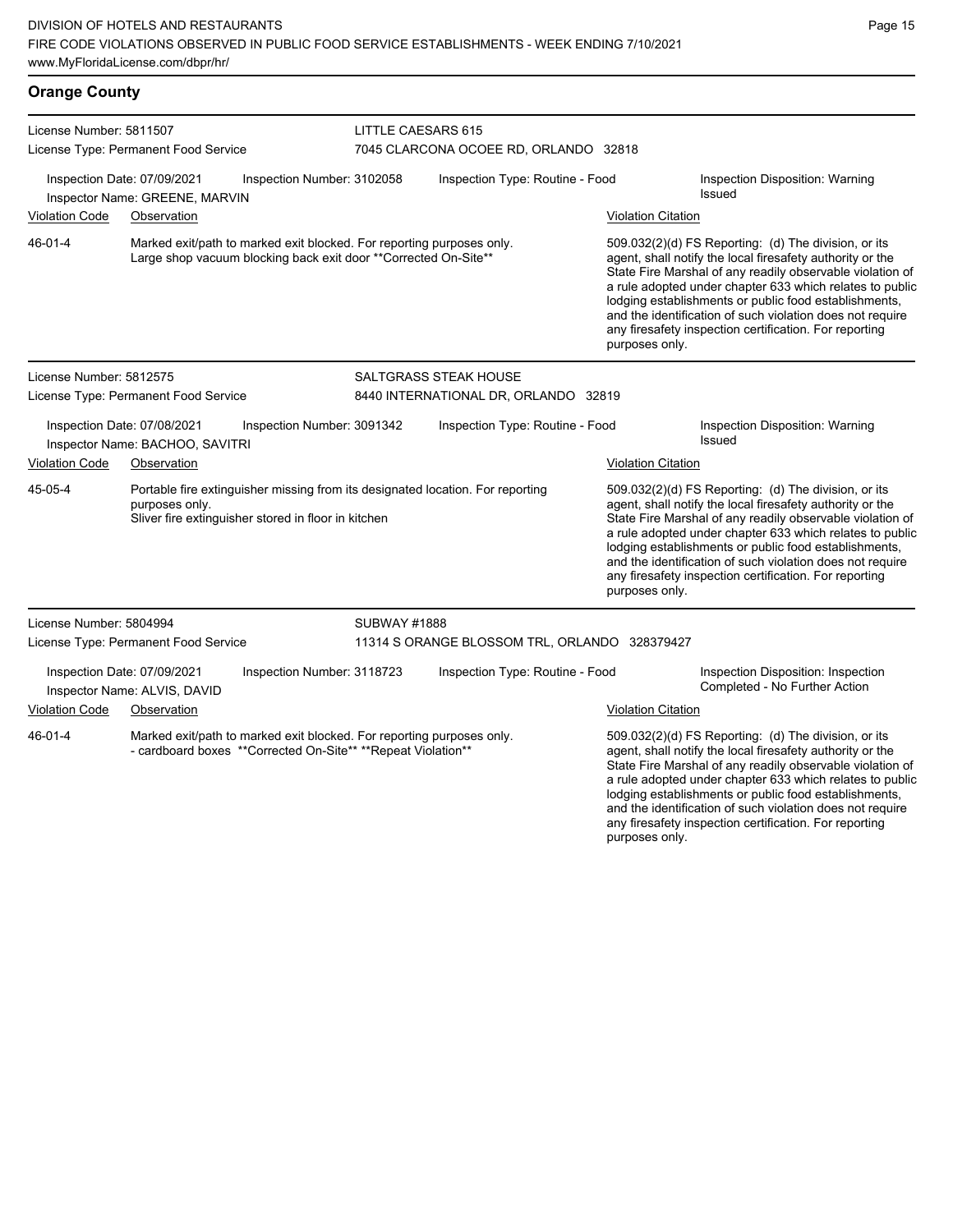## Orange County

**License Number:** 5811507
**License Type:** Permanent Food Service

**LITTLE CAESARS 615**
7045 CLARCONA OCOEE RD, ORLANDO 32818

**Inspection Date:** 07/09/2021 | **Inspection Number:** 3102058 | **Inspection Type:** Routine - Food | **Inspection Disposition:** Warning Issued
**Inspector Name:** GREENE, MARVIN

| Violation Code | Observation | Violation Citation |
|---|---|---|
| 46-01-4 | Marked exit/path to marked exit blocked. For reporting purposes only. Large shop vacuum blocking back exit door **Corrected On-Site** | 509.032(2)(d) FS Reporting: (d) The division, or its agent, shall notify the local firesafety authority or the State Fire Marshal of any readily observable violation of a rule adopted under chapter 633 which relates to public lodging establishments or public food establishments, and the identification of such violation does not require any firesafety inspection certification. For reporting purposes only. |

---

**License Number:** 5812575
**License Type:** Permanent Food Service

**SALTGRASS STEAK HOUSE**
8440 INTERNATIONAL DR, ORLANDO 32819

**Inspection Date:** 07/08/2021 | **Inspection Number:** 3091342 | **Inspection Type:** Routine - Food | **Inspection Disposition:** Warning Issued
**Inspector Name:** BACHOO, SAVITRI

| Violation Code | Observation | Violation Citation |
|---|---|---|
| 45-05-4 | Portable fire extinguisher missing from its designated location. For reporting purposes only. Sliver fire extinguisher stored in floor in kitchen | 509.032(2)(d) FS Reporting: (d) The division, or its agent, shall notify the local firesafety authority or the State Fire Marshal of any readily observable violation of a rule adopted under chapter 633 which relates to public lodging establishments or public food establishments, and the identification of such violation does not require any firesafety inspection certification. For reporting purposes only. |

---

**License Number:** 5804994
**License Type:** Permanent Food Service

**SUBWAY #1888**
11314 S ORANGE BLOSSOM TRL, ORLANDO 328379427

**Inspection Date:** 07/09/2021 | **Inspection Number:** 3118723 | **Inspection Type:** Routine - Food | **Inspection Disposition:** Inspection Completed - No Further Action
**Inspector Name:** ALVIS, DAVID

| Violation Code | Observation | Violation Citation |
|---|---|---|
| 46-01-4 | Marked exit/path to marked exit blocked. For reporting purposes only. - cardboard boxes **Corrected On-Site** **Repeat Violation** | 509.032(2)(d) FS Reporting: (d) The division, or its agent, shall notify the local firesafety authority or the State Fire Marshal of any readily observable violation of a rule adopted under chapter 633 which relates to public lodging establishments or public food establishments, and the identification of such violation does not require any firesafety inspection certification. For reporting purposes only. |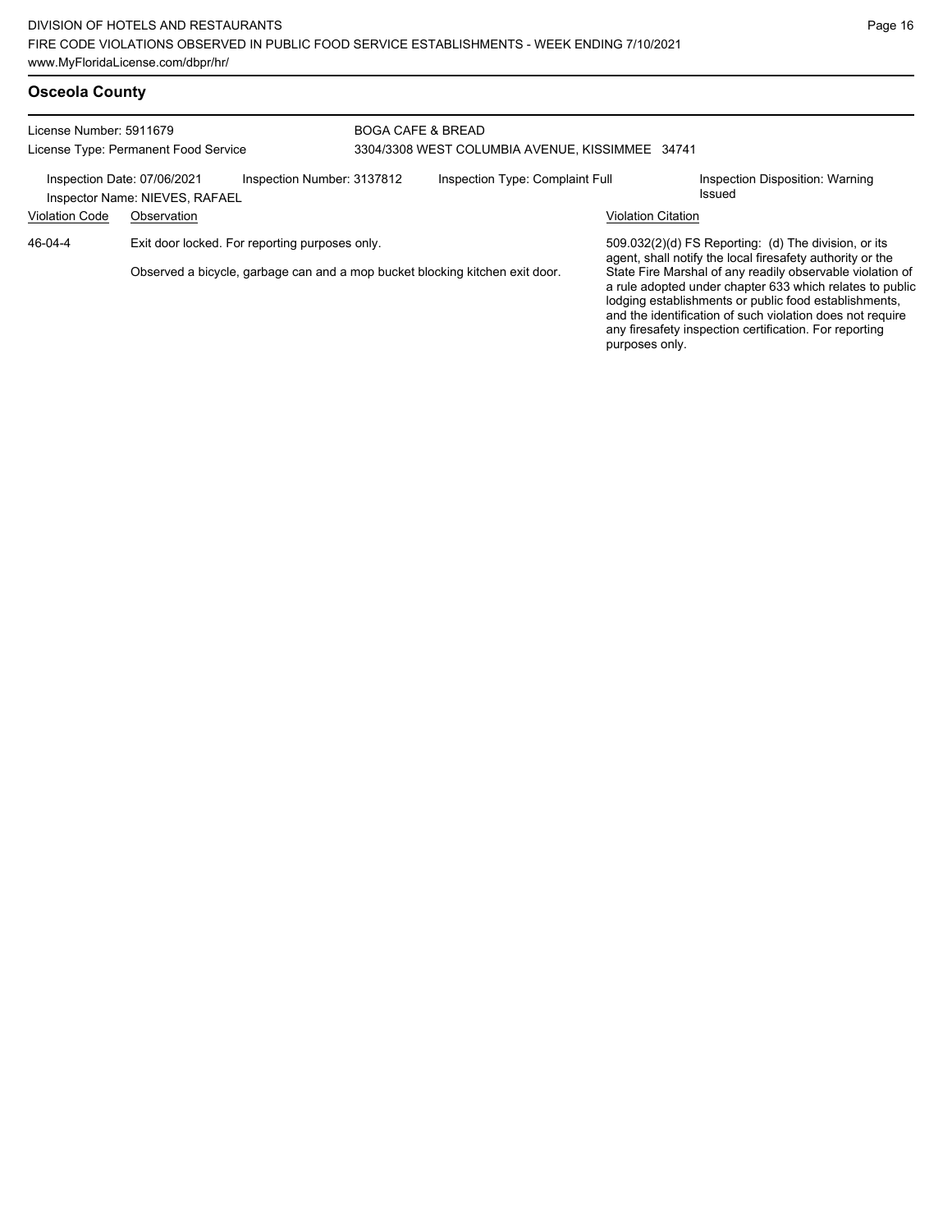## Osceola County

License Number: 5911679
License Type: Permanent Food Service

BOGA CAFE & BREAD
3304/3308 WEST COLUMBIA AVENUE, KISSIMMEE 34741

Inspection Date: 07/06/2021
Inspector Name: NIEVES, RAFAEL
Inspection Number: 3137812
Inspection Type: Complaint Full
Inspection Disposition: Warning Issued

| Violation Code | Observation | Violation Citation |
| --- | --- | --- |
| 46-04-4 | Exit door locked. For reporting purposes only.<br><br>Observed a bicycle, garbage can and a mop bucket blocking kitchen exit door. | 509.032(2)(d) FS Reporting: (d) The division, or its agent, shall notify the local firesafety authority or the State Fire Marshal of any readily observable violation of a rule adopted under chapter 633 which relates to public lodging establishments or public food establishments, and the identification of such violation does not require any firesafety inspection certification. For reporting purposes only. |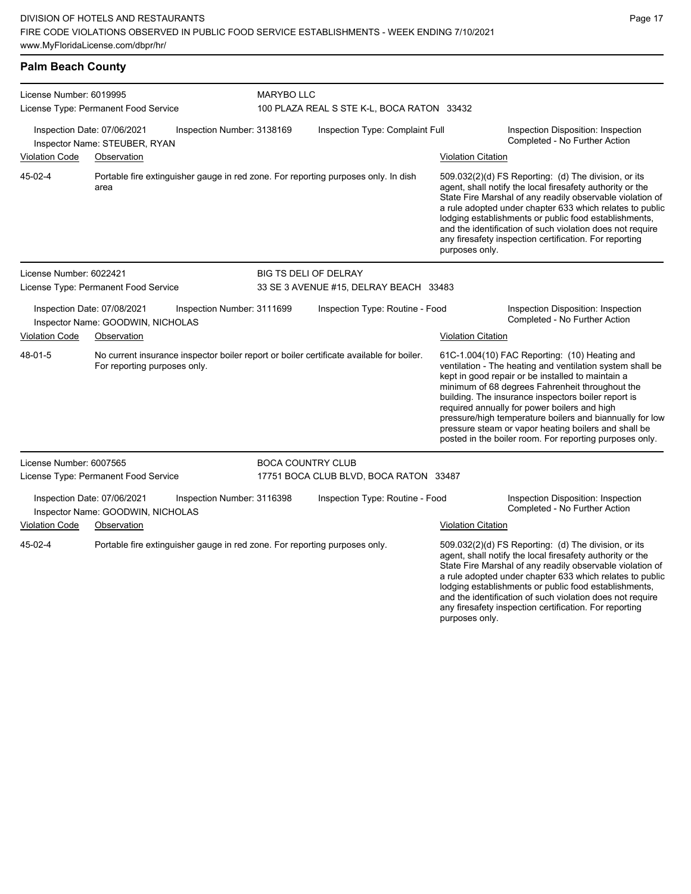## Palm Beach County

**License Number:** 6019995
**License Type:** Permanent Food Service
**MARYBO LLC**
100 PLAZA REAL S STE K-L, BOCA RATON 33432

**Inspection Date:** 07/06/2021
**Inspection Number:** 3138169
**Inspection Type:** Complaint Full
**Inspection Disposition:** Inspection Completed - No Further Action
**Inspector Name:** STEUBER, RYAN

| Violation Code | Observation | Violation Citation |
|---|---|---|
| 45-02-4 | Portable fire extinguisher gauge in red zone. For reporting purposes only. In dish area | 509.032(2)(d) FS Reporting: (d) The division, or its agent, shall notify the local firesafety authority or the State Fire Marshal of any readily observable violation of a rule adopted under chapter 633 which relates to public lodging establishments or public food establishments, and the identification of such violation does not require any firesafety inspection certification. For reporting purposes only. |

---

**License Number:** 6022421
**License Type:** Permanent Food Service
**BIG TS DELI OF DELRAY**
33 SE 3 AVENUE #15, DELRAY BEACH 33483

**Inspection Date:** 07/08/2021
**Inspection Number:** 3111699
**Inspection Type:** Routine - Food
**Inspection Disposition:** Inspection Completed - No Further Action
**Inspector Name:** GOODWIN, NICHOLAS

| Violation Code | Observation | Violation Citation |
|---|---|---|
| 48-01-5 | No current insurance inspector boiler report or boiler certificate available for boiler. For reporting purposes only. | 61C-1.004(10) FAC Reporting: (10) Heating and ventilation - The heating and ventilation system shall be kept in good repair or be installed to maintain a minimum of 68 degrees Fahrenheit throughout the building. The insurance inspectors boiler report is required annually for power boilers and high pressure/high temperature boilers and biannually for low pressure steam or vapor heating boilers and shall be posted in the boiler room. For reporting purposes only. |

---

**License Number:** 6007565
**License Type:** Permanent Food Service
**BOCA COUNTRY CLUB**
17751 BOCA CLUB BLVD, BOCA RATON 33487

**Inspection Date:** 07/06/2021
**Inspection Number:** 3116398
**Inspection Type:** Routine - Food
**Inspection Disposition:** Inspection Completed - No Further Action
**Inspector Name:** GOODWIN, NICHOLAS

| Violation Code | Observation | Violation Citation |
|---|---|---|
| 45-02-4 | Portable fire extinguisher gauge in red zone. For reporting purposes only. | 509.032(2)(d) FS Reporting: (d) The division, or its agent, shall notify the local firesafety authority or the State Fire Marshal of any readily observable violation of a rule adopted under chapter 633 which relates to public lodging establishments or public food establishments, and the identification of such violation does not require any firesafety inspection certification. For reporting purposes only. |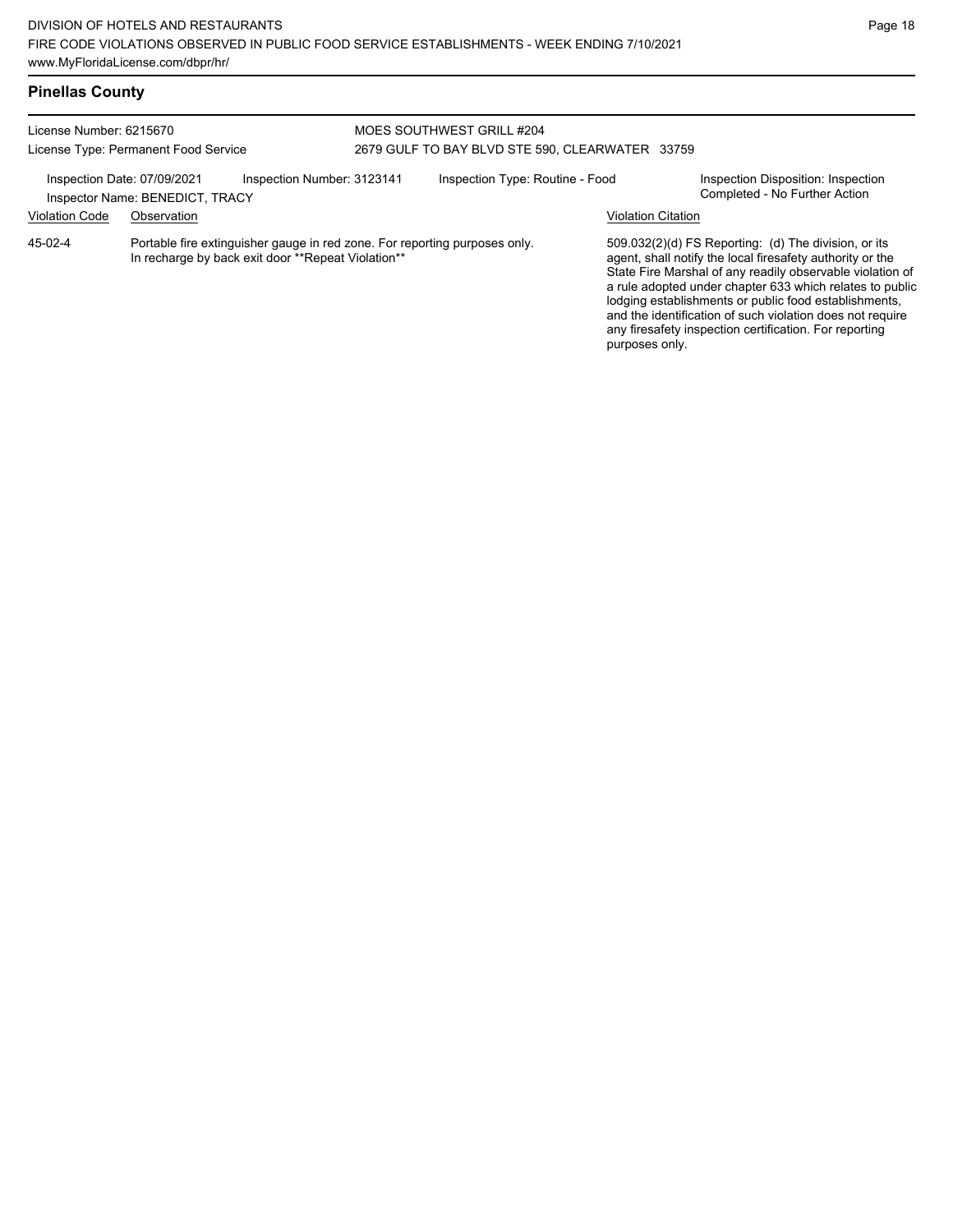## Pinellas County

License Number: 6215670
License Type: Permanent Food Service

MOES SOUTHWEST GRILL #204
2679 GULF TO BAY BLVD STE 590, CLEARWATER 33759

Inspection Date: 07/09/2021
Inspector Name: BENEDICT, TRACY
Inspection Number: 3123141
Inspection Type: Routine - Food
Inspection Disposition: Inspection Completed - No Further Action

| Violation Code | Observation | Violation Citation |
|---|---|---|
| 45-02-4 | Portable fire extinguisher gauge in red zone. For reporting purposes only. In recharge by back exit door **Repeat Violation** | 509.032(2)(d) FS Reporting: (d) The division, or its agent, shall notify the local firesafety authority or the State Fire Marshal of any readily observable violation of a rule adopted under chapter 633 which relates to public lodging establishments or public food establishments, and the identification of such violation does not require any firesafety inspection certification. For reporting purposes only. |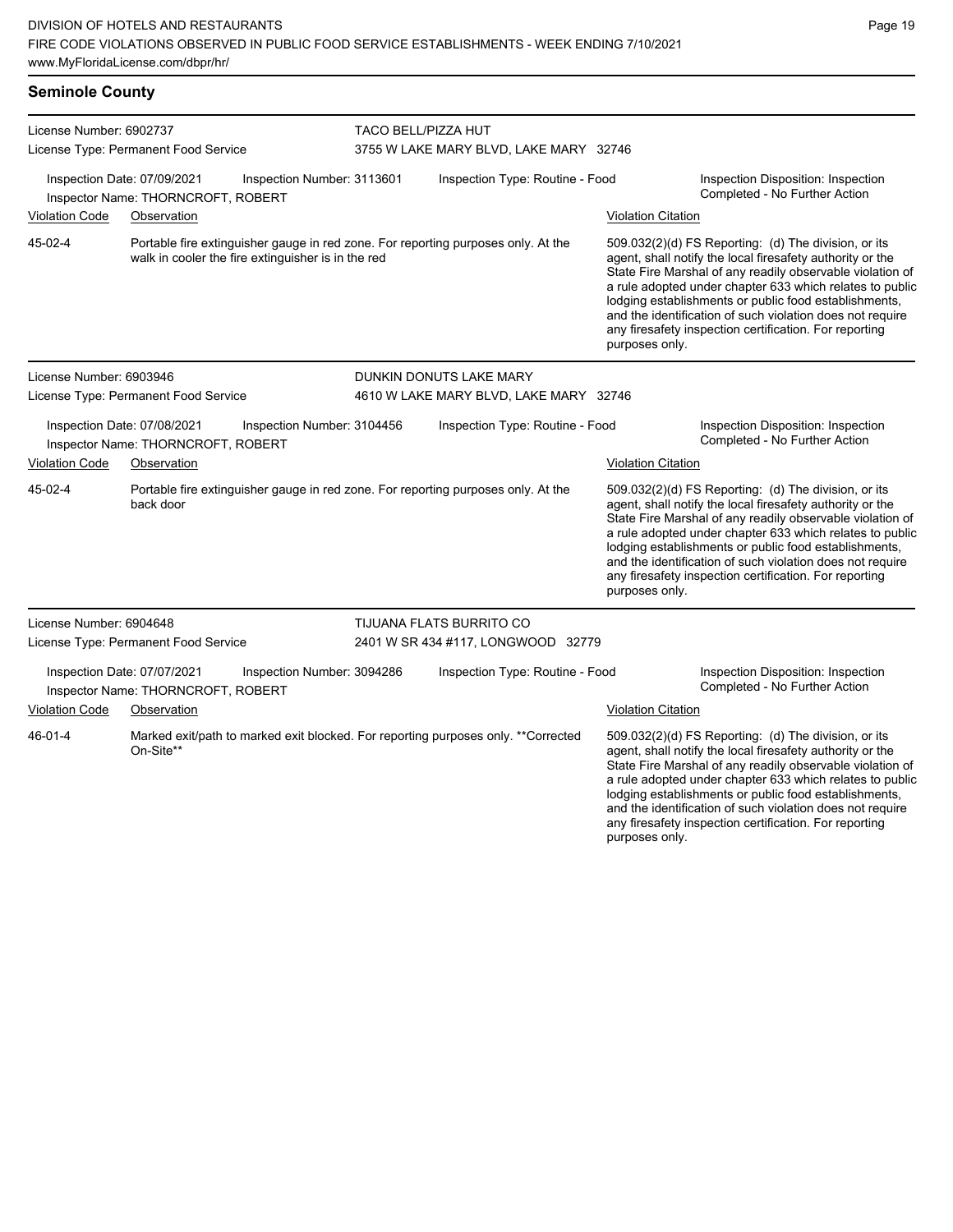## Seminole County

**License Number:** 6902737 — **TACO BELL/PIZZA HUT**
**License Type:** Permanent Food Service — 3755 W LAKE MARY BLVD, LAKE MARY 32746

Inspection Date: 07/09/2021 | Inspection Number: 3113601 | Inspection Type: Routine - Food | Inspection Disposition: Inspection Completed - No Further Action
Inspector Name: THORNCROFT, ROBERT

| Violation Code | Observation | Violation Citation |
| --- | --- | --- |
| 45-02-4 | Portable fire extinguisher gauge in red zone. For reporting purposes only. At the walk in cooler the fire extinguisher is in the red | 509.032(2)(d) FS Reporting: (d) The division, or its agent, shall notify the local firesafety authority or the State Fire Marshal of any readily observable violation of a rule adopted under chapter 633 which relates to public lodging establishments or public food establishments, and the identification of such violation does not require any firesafety inspection certification. For reporting purposes only. |

**License Number:** 6903946 — **DUNKIN DONUTS LAKE MARY**
**License Type:** Permanent Food Service — 4610 W LAKE MARY BLVD, LAKE MARY 32746

Inspection Date: 07/08/2021 | Inspection Number: 3104456 | Inspection Type: Routine - Food | Inspection Disposition: Inspection Completed - No Further Action
Inspector Name: THORNCROFT, ROBERT

| Violation Code | Observation | Violation Citation |
| --- | --- | --- |
| 45-02-4 | Portable fire extinguisher gauge in red zone. For reporting purposes only. At the back door | 509.032(2)(d) FS Reporting: (d) The division, or its agent, shall notify the local firesafety authority or the State Fire Marshal of any readily observable violation of a rule adopted under chapter 633 which relates to public lodging establishments or public food establishments, and the identification of such violation does not require any firesafety inspection certification. For reporting purposes only. |

**License Number:** 6904648 — **TIJUANA FLATS BURRITO CO**
**License Type:** Permanent Food Service — 2401 W SR 434 #117, LONGWOOD 32779

Inspection Date: 07/07/2021 | Inspection Number: 3094286 | Inspection Type: Routine - Food | Inspection Disposition: Inspection Completed - No Further Action
Inspector Name: THORNCROFT, ROBERT

| Violation Code | Observation | Violation Citation |
| --- | --- | --- |
| 46-01-4 | Marked exit/path to marked exit blocked. For reporting purposes only. **Corrected On-Site** | 509.032(2)(d) FS Reporting: (d) The division, or its agent, shall notify the local firesafety authority or the State Fire Marshal of any readily observable violation of a rule adopted under chapter 633 which relates to public lodging establishments or public food establishments, and the identification of such violation does not require any firesafety inspection certification. For reporting purposes only. |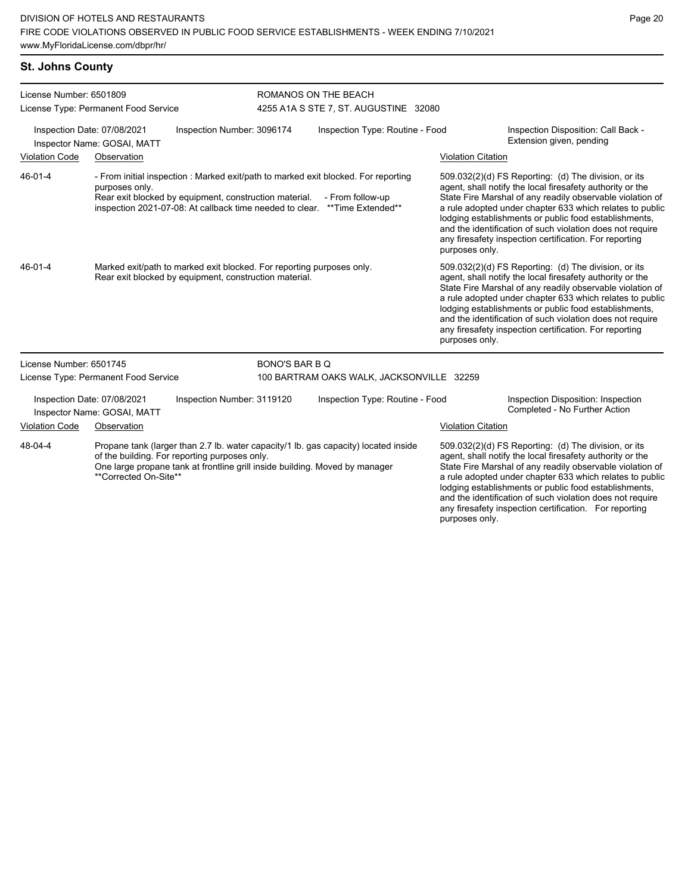## St. Johns County

**License Number:** 6501809
**License Type:** Permanent Food Service

**ROMANOS ON THE BEACH**
4255 A1A S STE 7, ST. AUGUSTINE 32080

**Inspection Date:** 07/08/2021
**Inspection Number:** 3096174
**Inspection Type:** Routine - Food
**Inspector Name:** GOSAI, MATT
**Inspection Disposition:** Call Back - Extension given, pending

| Violation Code | Observation | Violation Citation |
| --- | --- | --- |
| 46-01-4 | - From initial inspection : Marked exit/path to marked exit blocked. For reporting purposes only. Rear exit blocked by equipment, construction material. - From follow-up inspection 2021-07-08: At callback time needed to clear. **Time Extended** | 509.032(2)(d) FS Reporting: (d) The division, or its agent, shall notify the local firesafety authority or the State Fire Marshal of any readily observable violation of a rule adopted under chapter 633 which relates to public lodging establishments or public food establishments, and the identification of such violation does not require any firesafety inspection certification. For reporting purposes only. |
| 46-01-4 | Marked exit/path to marked exit blocked. For reporting purposes only. Rear exit blocked by equipment, construction material. | 509.032(2)(d) FS Reporting: (d) The division, or its agent, shall notify the local firesafety authority or the State Fire Marshal of any readily observable violation of a rule adopted under chapter 633 which relates to public lodging establishments or public food establishments, and the identification of such violation does not require any firesafety inspection certification. For reporting purposes only. |

**License Number:** 6501745
**License Type:** Permanent Food Service

**BONO'S BAR B Q**
100 BARTRAM OAKS WALK, JACKSONVILLE 32259

**Inspection Date:** 07/08/2021
**Inspection Number:** 3119120
**Inspection Type:** Routine - Food
**Inspector Name:** GOSAI, MATT
**Inspection Disposition:** Inspection Completed - No Further Action

| Violation Code | Observation | Violation Citation |
| --- | --- | --- |
| 48-04-4 | Propane tank (larger than 2.7 lb. water capacity/1 lb. gas capacity) located inside of the building. For reporting purposes only. One large propane tank at frontline grill inside building. Moved by manager **Corrected On-Site** | 509.032(2)(d) FS Reporting: (d) The division, or its agent, shall notify the local firesafety authority or the State Fire Marshal of any readily observable violation of a rule adopted under chapter 633 which relates to public lodging establishments or public food establishments, and the identification of such violation does not require any firesafety inspection certification. For reporting purposes only. |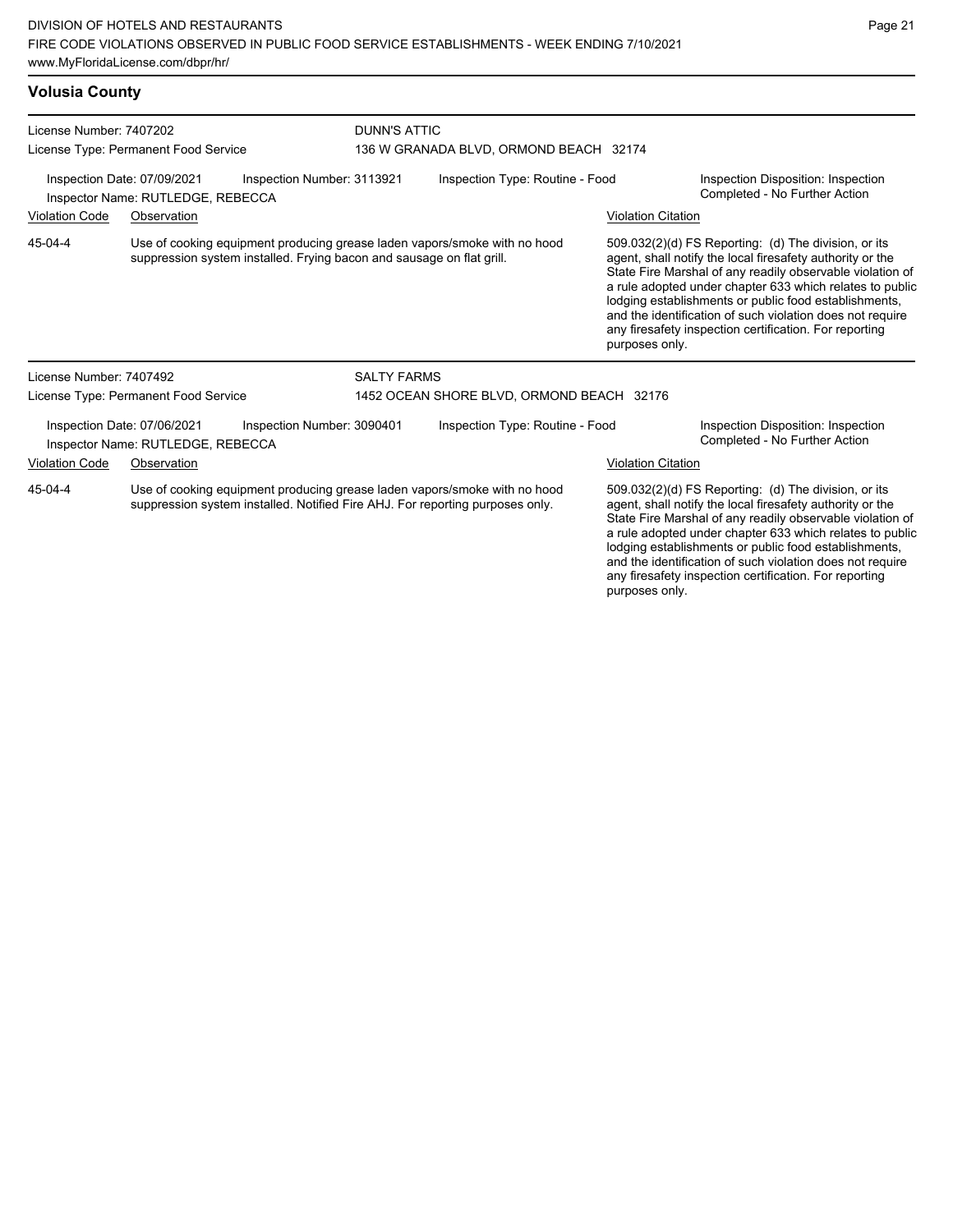## Volusia County

License Number: 7407202
License Type: Permanent Food Service

DUNN'S ATTIC
136 W GRANADA BLVD, ORMOND BEACH 32174

Inspection Date: 07/09/2021
Inspector Name: RUTLEDGE, REBECCA
Inspection Number: 3113921
Inspection Type: Routine - Food
Inspection Disposition: Inspection Completed - No Further Action

| Violation Code | Observation | Violation Citation |
| --- | --- | --- |
| 45-04-4 | Use of cooking equipment producing grease laden vapors/smoke with no hood suppression system installed. Frying bacon and sausage on flat grill. | 509.032(2)(d) FS Reporting: (d) The division, or its agent, shall notify the local firesafety authority or the State Fire Marshal of any readily observable violation of a rule adopted under chapter 633 which relates to public lodging establishments or public food establishments, and the identification of such violation does not require any firesafety inspection certification. For reporting purposes only. |

License Number: 7407492
License Type: Permanent Food Service

SALTY FARMS
1452 OCEAN SHORE BLVD, ORMOND BEACH 32176

Inspection Date: 07/06/2021
Inspector Name: RUTLEDGE, REBECCA
Inspection Number: 3090401
Inspection Type: Routine - Food
Inspection Disposition: Inspection Completed - No Further Action

| Violation Code | Observation | Violation Citation |
| --- | --- | --- |
| 45-04-4 | Use of cooking equipment producing grease laden vapors/smoke with no hood suppression system installed. Notified Fire AHJ. For reporting purposes only. | 509.032(2)(d) FS Reporting: (d) The division, or its agent, shall notify the local firesafety authority or the State Fire Marshal of any readily observable violation of a rule adopted under chapter 633 which relates to public lodging establishments or public food establishments, and the identification of such violation does not require any firesafety inspection certification. For reporting purposes only. |